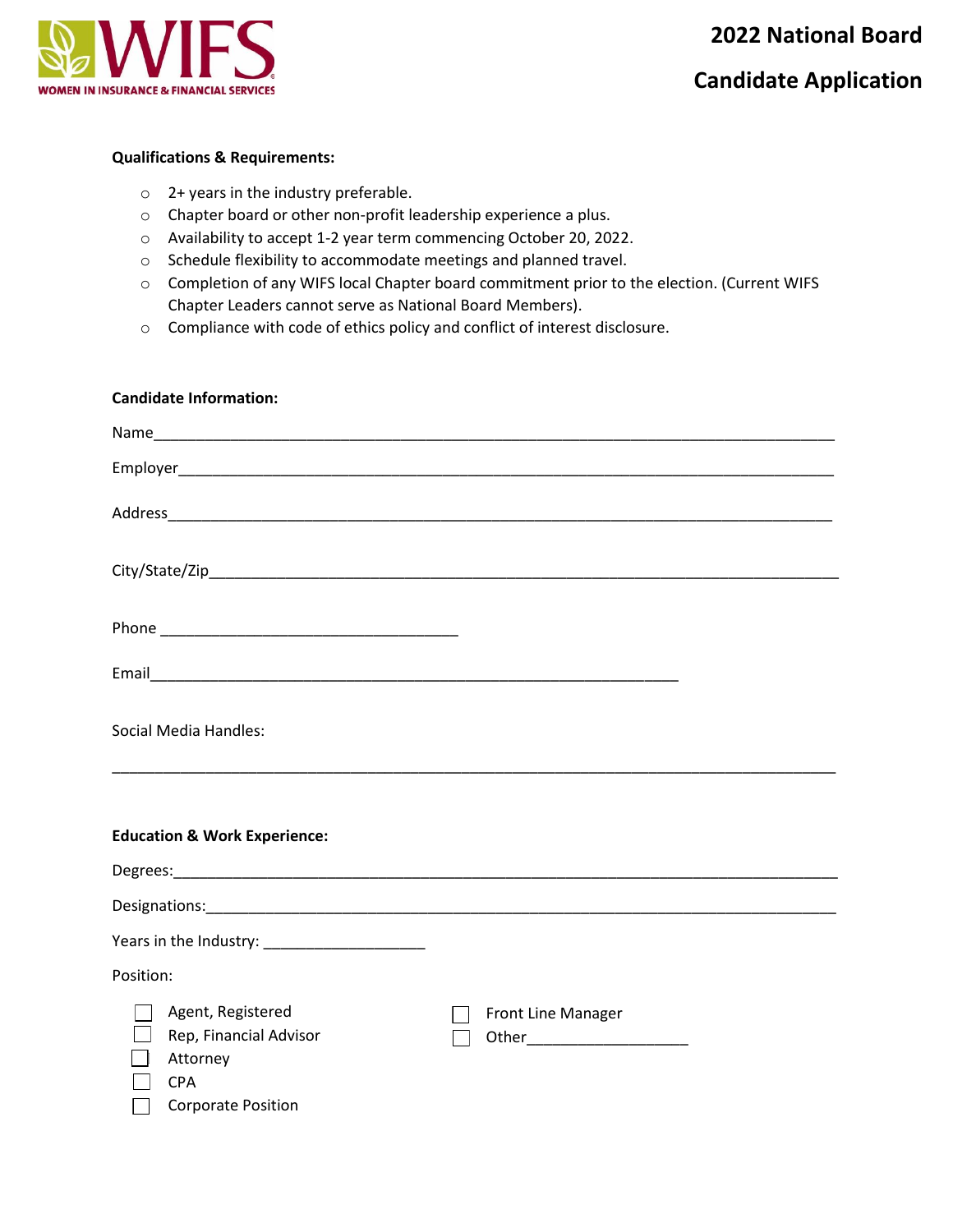WIFS
WOMEN IN INSURANCE & FINANCIAL SERVICES

# 2022 National Board Candidate Application

**Qualifications & Requirements:**

- 2+ years in the industry preferable.
- Chapter board or other non-profit leadership experience a plus.
- Availability to accept 1-2 year term commencing October 20, 2022.
- Schedule flexibility to accommodate meetings and planned travel.
- Completion of any WIFS local Chapter board commitment prior to the election. (Current WIFS Chapter Leaders cannot serve as National Board Members).
- Compliance with code of ethics policy and conflict of interest disclosure.

**Candidate Information:**

Name_______________________________________________________________________________

Employer____________________________________________________________________________

Address_____________________________________________________________________________

City/State/Zip_________________________________________________________________________

Phone ___________________________________

Email______________________________________________________________

Social Media Handles:

_______________________________________________________________________________________

**Education & Work Experience:**

Degrees:____________________________________________________________________________

Designations:_________________________________________________________________________

Years in the Industry: ___________________

Position:

- ☐ Agent, Registered
- ☐ Rep, Financial Advisor
- ☐ Attorney
- ☐ CPA
- ☐ Corporate Position
- ☐ Front Line Manager
- ☐ Other___________________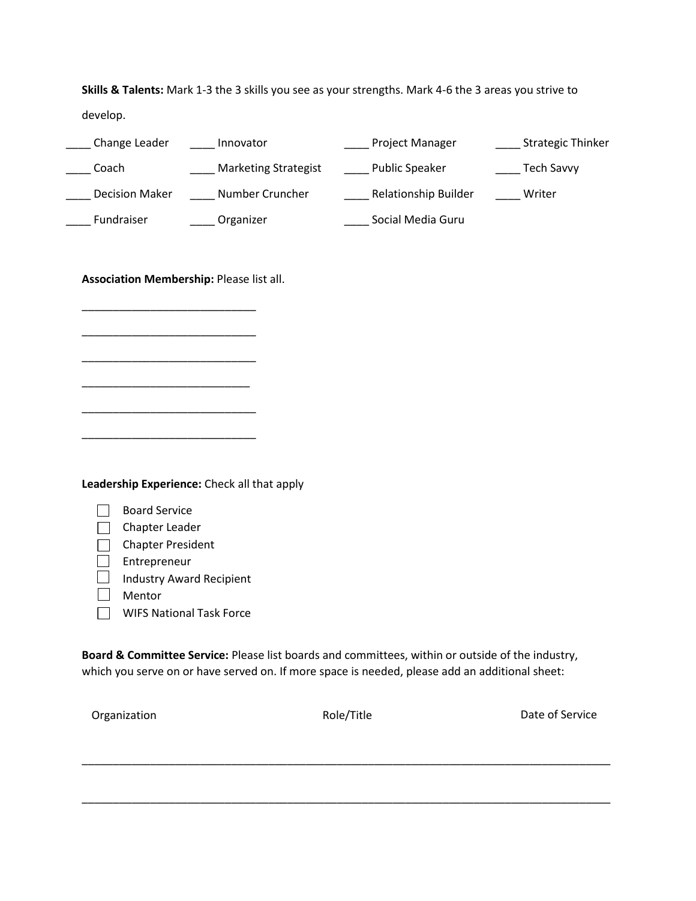**Skills & Talents:** Mark 1-3 the 3 skills you see as your strengths. Mark 4-6 the 3 areas you strive to develop.

| | | | |
|---|---|---|---|
| ____ Change Leader | ____ Innovator | ____ Project Manager | ____ Strategic Thinker |
| ____ Coach | ____ Marketing Strategist | ____ Public Speaker | ____ Tech Savvy |
| ____ Decision Maker | ____ Number Cruncher | ____ Relationship Builder | ____ Writer |
| ____ Fundraiser | ____ Organizer | ____ Social Media Guru | |

**Association Membership:** Please list all.

_____________________________

_____________________________

_____________________________

____________________________

_____________________________

_____________________________

**Leadership Experience:** Check all that apply

- ☐ Board Service
- ☐ Chapter Leader
- ☐ Chapter President
- ☐ Entrepreneur
- ☐ Industry Award Recipient
- ☐ Mentor
- ☐ WIFS National Task Force

**Board & Committee Service:** Please list boards and committees, within or outside of the industry, which you serve on or have served on. If more space is needed, please add an additional sheet:

| Organization | Role/Title | Date of Service |
|---|---|---|
| | | |
| | | |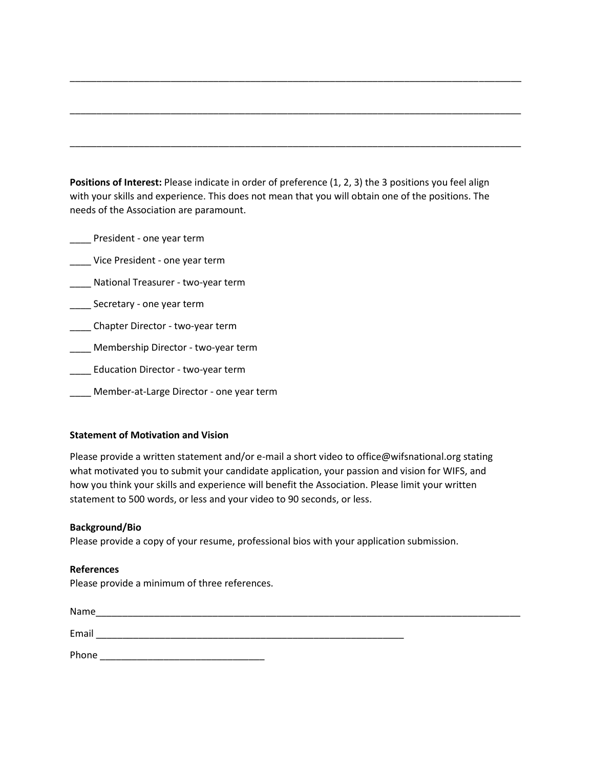\_\_\_\_\_\_\_\_\_\_\_\_\_\_\_\_\_\_\_\_\_\_\_\_\_\_\_\_\_\_\_\_\_\_\_\_\_\_\_\_\_\_\_\_\_\_\_\_\_\_\_\_\_\_\_\_\_\_\_\_\_\_\_\_\_\_\_\_\_\_\_\_\_\_\_\_\_\_\_\_

\_\_\_\_\_\_\_\_\_\_\_\_\_\_\_\_\_\_\_\_\_\_\_\_\_\_\_\_\_\_\_\_\_\_\_\_\_\_\_\_\_\_\_\_\_\_\_\_\_\_\_\_\_\_\_\_\_\_\_\_\_\_\_\_\_\_\_\_\_\_\_\_\_\_\_\_\_\_\_\_

\_\_\_\_\_\_\_\_\_\_\_\_\_\_\_\_\_\_\_\_\_\_\_\_\_\_\_\_\_\_\_\_\_\_\_\_\_\_\_\_\_\_\_\_\_\_\_\_\_\_\_\_\_\_\_\_\_\_\_\_\_\_\_\_\_\_\_\_\_\_\_\_\_\_\_\_\_\_\_\_

**Positions of Interest:** Please indicate in order of preference (1, 2, 3) the 3 positions you feel align with your skills and experience. This does not mean that you will obtain one of the positions. The needs of the Association are paramount.

____ President - one year term

____ Vice President - one year term

____ National Treasurer - two-year term

____ Secretary - one year term

____ Chapter Director - two-year term

____ Membership Director - two-year term

____ Education Director - two-year term

____ Member-at-Large Director - one year term

**Statement of Motivation and Vision**

Please provide a written statement and/or e-mail a short video to office@wifsnational.org stating what motivated you to submit your candidate application, your passion and vision for WIFS, and how you think your skills and experience will benefit the Association. Please limit your written statement to 500 words, or less and your video to 90 seconds, or less.

**Background/Bio**

Please provide a copy of your resume, professional bios with your application submission.

**References**

Please provide a minimum of three references.

Name\_\_\_\_\_\_\_\_\_\_\_\_\_\_\_\_\_\_\_\_\_\_\_\_\_\_\_\_\_\_\_\_\_\_\_\_\_\_\_\_\_\_\_\_\_\_\_\_\_\_\_\_\_\_\_\_\_\_\_\_\_\_\_\_\_\_\_\_\_\_\_\_\_\_\_\_

Email \_\_\_\_\_\_\_\_\_\_\_\_\_\_\_\_\_\_\_\_\_\_\_\_\_\_\_\_\_\_\_\_\_\_\_\_\_\_\_\_\_\_\_\_\_\_\_\_\_\_\_\_\_\_\_\_\_

Phone \_\_\_\_\_\_\_\_\_\_\_\_\_\_\_\_\_\_\_\_\_\_\_\_\_\_\_\_\_\_\_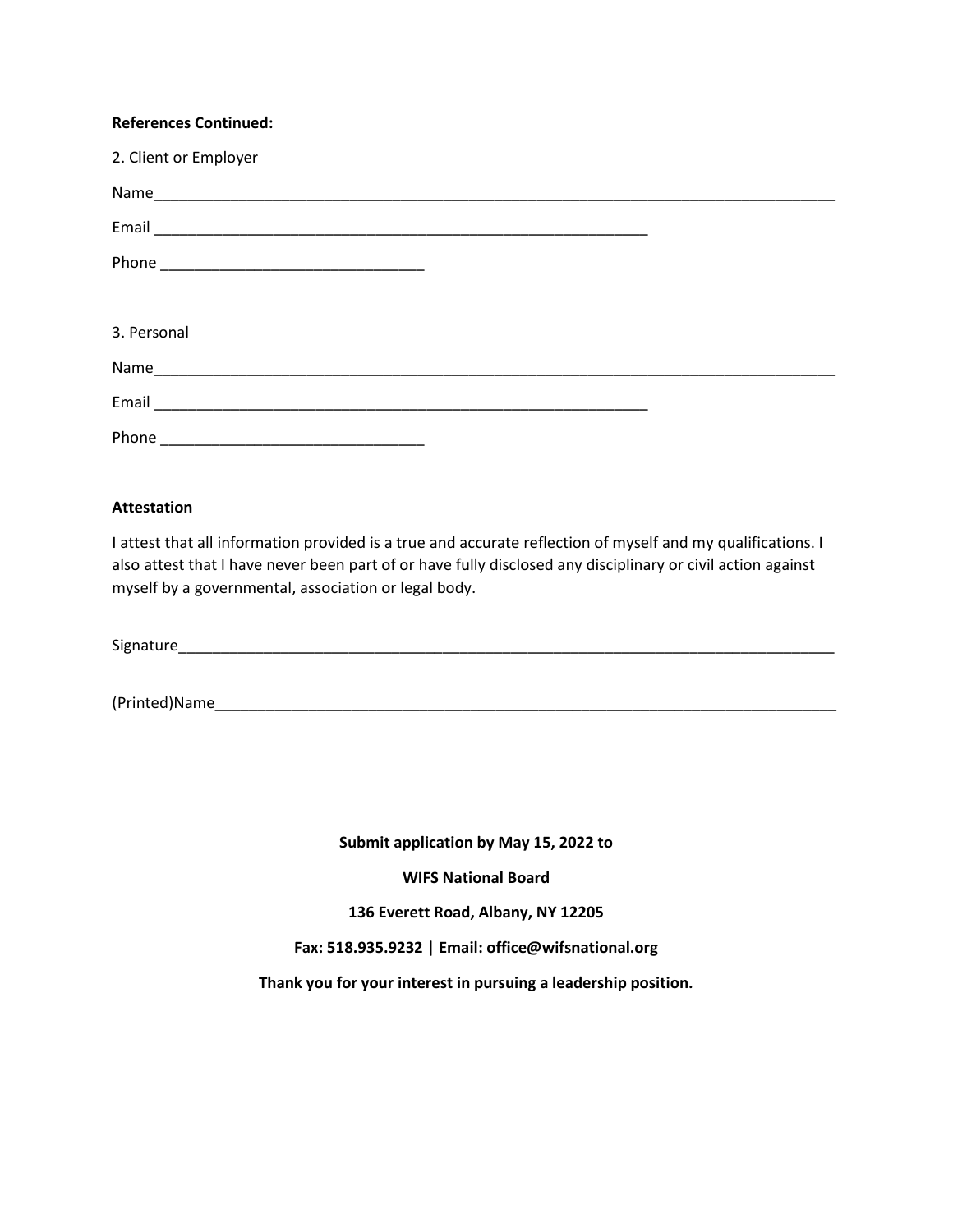**References Continued:**

2. Client or Employer

Name_______________________________________________________________________________

Email _______________________________________________________

Phone _____________________________

3. Personal

Name_______________________________________________________________________________

Email _______________________________________________________

Phone _____________________________

**Attestation**

I attest that all information provided is a true and accurate reflection of myself and my qualifications. I also attest that I have never been part of or have fully disclosed any disciplinary or civil action against myself by a governmental, association or legal body.

Signature___________________________________________________________________________

(Printed)Name_______________________________________________________________________

**Submit application by May 15, 2022 to**

**WIFS National Board**

**136 Everett Road, Albany, NY 12205**

**Fax: 518.935.9232 | Email: office@wifsnational.org**

**Thank you for your interest in pursuing a leadership position.**